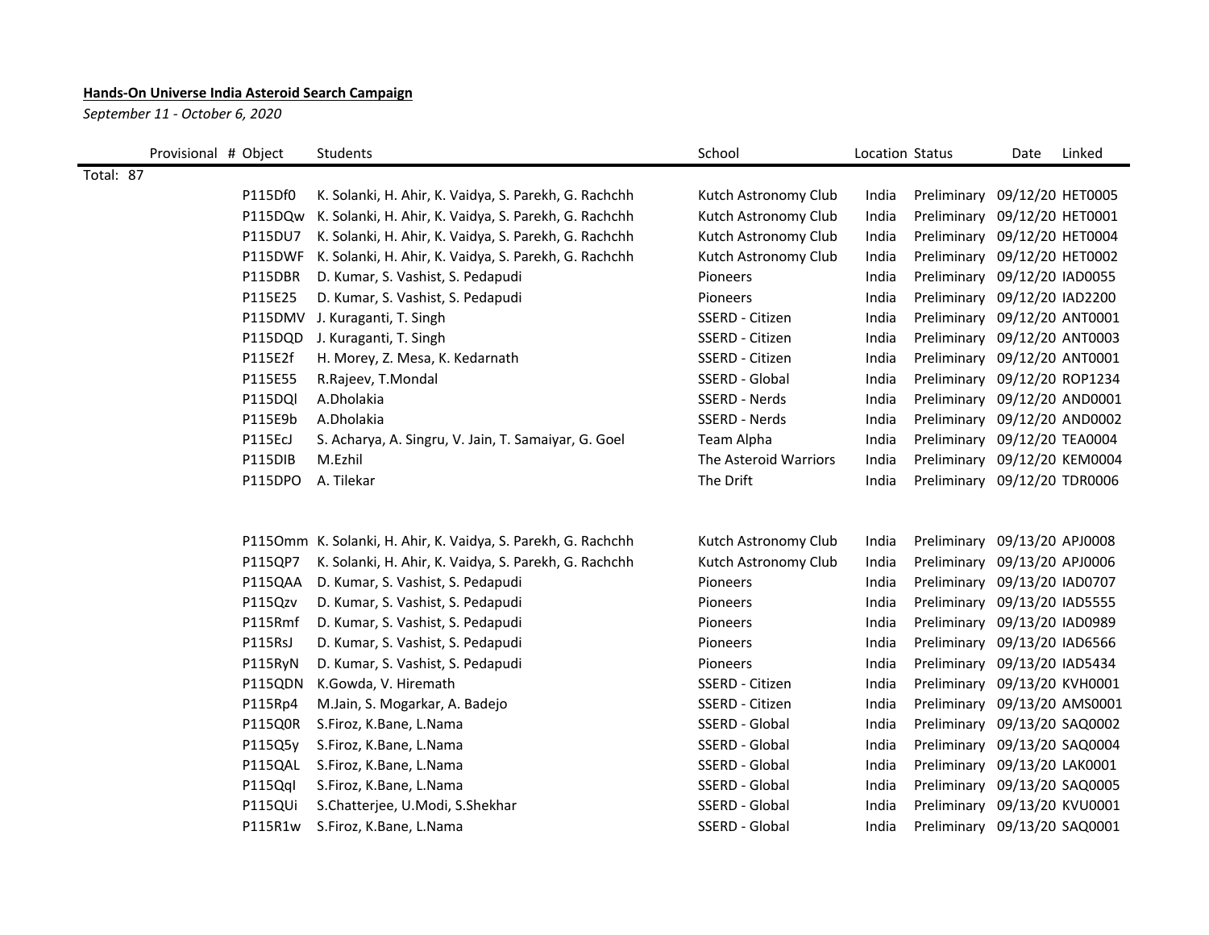**Hands-On Universe India Asteroid Search Campaign**

*September 11 - October 6, 2020*

| Provisional # | Object | Students | School | Location | Status | Date | Linked |
|---|---|---|---|---|---|---|---|
| Total: 87 | | | | | | | |
| | P115Df0 | K. Solanki, H. Ahir, K. Vaidya, S. Parekh, G. Rachchh | Kutch Astronomy Club | India | Preliminary | 09/12/20 | HET0005 |
| | P115DQw | K. Solanki, H. Ahir, K. Vaidya, S. Parekh, G. Rachchh | Kutch Astronomy Club | India | Preliminary | 09/12/20 | HET0001 |
| | P115DU7 | K. Solanki, H. Ahir, K. Vaidya, S. Parekh, G. Rachchh | Kutch Astronomy Club | India | Preliminary | 09/12/20 | HET0004 |
| | P115DWF | K. Solanki, H. Ahir, K. Vaidya, S. Parekh, G. Rachchh | Kutch Astronomy Club | India | Preliminary | 09/12/20 | HET0002 |
| | P115DBR | D. Kumar, S. Vashist, S. Pedapudi | Pioneers | India | Preliminary | 09/12/20 | IAD0055 |
| | P115E25 | D. Kumar, S. Vashist, S. Pedapudi | Pioneers | India | Preliminary | 09/12/20 | IAD2200 |
| | P115DMV | J. Kuraganti, T. Singh | SSERD - Citizen | India | Preliminary | 09/12/20 | ANT0001 |
| | P115DQD | J. Kuraganti, T. Singh | SSERD - Citizen | India | Preliminary | 09/12/20 | ANT0003 |
| | P115E2f | H. Morey, Z. Mesa, K. Kedarnath | SSERD - Citizen | India | Preliminary | 09/12/20 | ANT0001 |
| | P115E55 | R.Rajeev, T.Mondal | SSERD - Global | India | Preliminary | 09/12/20 | ROP1234 |
| | P115DQl | A.Dholakia | SSERD - Nerds | India | Preliminary | 09/12/20 | AND0001 |
| | P115E9b | A.Dholakia | SSERD - Nerds | India | Preliminary | 09/12/20 | AND0002 |
| | P115EcJ | S. Acharya, A. Singru, V. Jain, T. Samaiyar, G. Goel | Team Alpha | India | Preliminary | 09/12/20 | TEA0004 |
| | P115DIB | M.Ezhil | The Asteroid Warriors | India | Preliminary | 09/12/20 | KEM0004 |
| | P115DPO | A. Tilekar | The Drift | India | Preliminary | 09/12/20 | TDR0006 |
| | | | | | | | |
| | P115Omm | K. Solanki, H. Ahir, K. Vaidya, S. Parekh, G. Rachchh | Kutch Astronomy Club | India | Preliminary | 09/13/20 | APJ0008 |
| | P115QP7 | K. Solanki, H. Ahir, K. Vaidya, S. Parekh, G. Rachchh | Kutch Astronomy Club | India | Preliminary | 09/13/20 | APJ0006 |
| | P115QAA | D. Kumar, S. Vashist, S. Pedapudi | Pioneers | India | Preliminary | 09/13/20 | IAD0707 |
| | P115Qzv | D. Kumar, S. Vashist, S. Pedapudi | Pioneers | India | Preliminary | 09/13/20 | IAD5555 |
| | P115Rmf | D. Kumar, S. Vashist, S. Pedapudi | Pioneers | India | Preliminary | 09/13/20 | IAD0989 |
| | P115RsJ | D. Kumar, S. Vashist, S. Pedapudi | Pioneers | India | Preliminary | 09/13/20 | IAD6566 |
| | P115RyN | D. Kumar, S. Vashist, S. Pedapudi | Pioneers | India | Preliminary | 09/13/20 | IAD5434 |
| | P115QDN | K.Gowda, V. Hiremath | SSERD - Citizen | India | Preliminary | 09/13/20 | KVH0001 |
| | P115Rp4 | M.Jain, S. Mogarkar, A. Badejo | SSERD - Citizen | India | Preliminary | 09/13/20 | AMS0001 |
| | P115Q0R | S.Firoz, K.Bane, L.Nama | SSERD - Global | India | Preliminary | 09/13/20 | SAQ0002 |
| | P115Q5y | S.Firoz, K.Bane, L.Nama | SSERD - Global | India | Preliminary | 09/13/20 | SAQ0004 |
| | P115QAL | S.Firoz, K.Bane, L.Nama | SSERD - Global | India | Preliminary | 09/13/20 | LAK0001 |
| | P115QqI | S.Firoz, K.Bane, L.Nama | SSERD - Global | India | Preliminary | 09/13/20 | SAQ0005 |
| | P115QUi | S.Chatterjee, U.Modi, S.Shekhar | SSERD - Global | India | Preliminary | 09/13/20 | KVU0001 |
| | P115R1w | S.Firoz, K.Bane, L.Nama | SSERD - Global | India | Preliminary | 09/13/20 | SAQ0001 |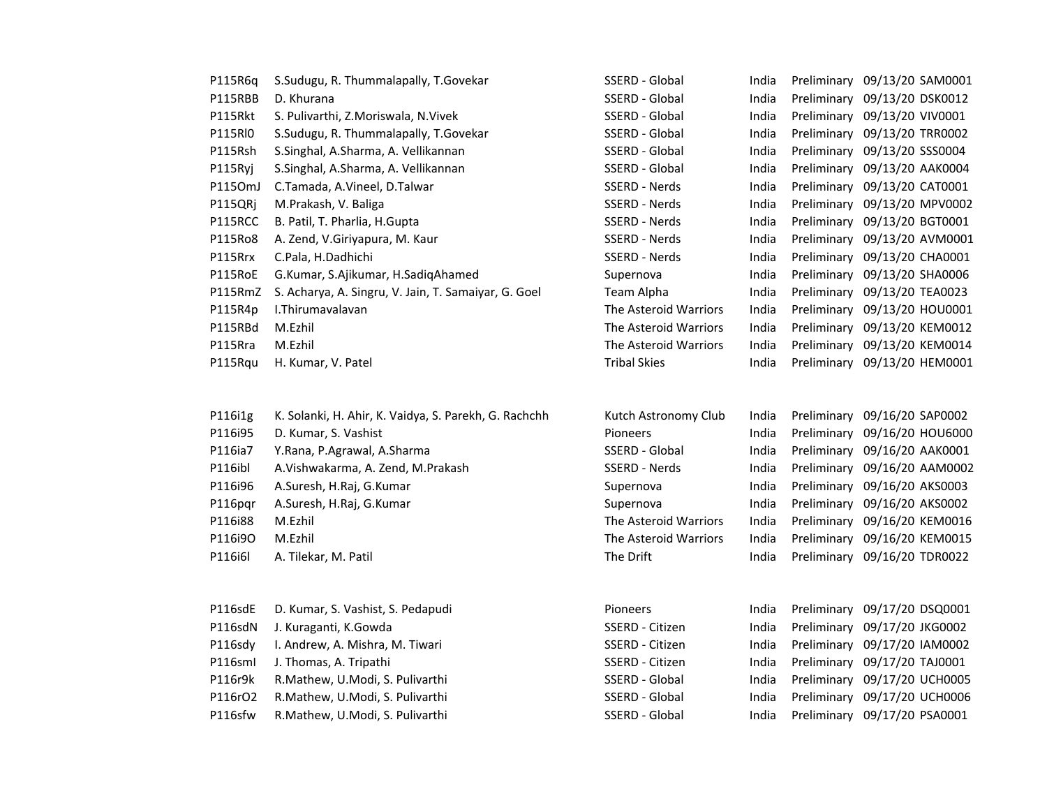| | | | | | | |
|---|---|---|---|---|---|---|
| P115R6q | S.Sudugu, R. Thummalapally, T.Govekar | SSERD - Global | India | Preliminary | 09/13/20 | SAM0001 |
| P115RBB | D. Khurana | SSERD - Global | India | Preliminary | 09/13/20 | DSK0012 |
| P115Rkt | S. Pulivarthi, Z.Moriswala, N.Vivek | SSERD - Global | India | Preliminary | 09/13/20 | VIV0001 |
| P115Rl0 | S.Sudugu, R. Thummalapally, T.Govekar | SSERD - Global | India | Preliminary | 09/13/20 | TRR0002 |
| P115Rsh | S.Singhal, A.Sharma, A. Vellikannan | SSERD - Global | India | Preliminary | 09/13/20 | SSS0004 |
| P115Ryj | S.Singhal, A.Sharma, A. Vellikannan | SSERD - Global | India | Preliminary | 09/13/20 | AAK0004 |
| P115OmJ | C.Tamada, A.Vineel, D.Talwar | SSERD - Nerds | India | Preliminary | 09/13/20 | CAT0001 |
| P115QRj | M.Prakash, V. Baliga | SSERD - Nerds | India | Preliminary | 09/13/20 | MPV0002 |
| P115RCC | B. Patil, T. Pharlia, H.Gupta | SSERD - Nerds | India | Preliminary | 09/13/20 | BGT0001 |
| P115Ro8 | A. Zend, V.Giriyapura, M. Kaur | SSERD - Nerds | India | Preliminary | 09/13/20 | AVM0001 |
| P115Rrx | C.Pala, H.Dadhichi | SSERD - Nerds | India | Preliminary | 09/13/20 | CHA0001 |
| P115RoE | G.Kumar, S.Ajikumar, H.SadiqAhamed | Supernova | India | Preliminary | 09/13/20 | SHA0006 |
| P115RmZ | S. Acharya, A. Singru, V. Jain, T. Samaiyar, G. Goel | Team Alpha | India | Preliminary | 09/13/20 | TEA0023 |
| P115R4p | I.Thirumavalavan | The Asteroid Warriors | India | Preliminary | 09/13/20 | HOU0001 |
| P115RBd | M.Ezhil | The Asteroid Warriors | India | Preliminary | 09/13/20 | KEM0012 |
| P115Rra | M.Ezhil | The Asteroid Warriors | India | Preliminary | 09/13/20 | KEM0014 |
| P115Rqu | H. Kumar, V. Patel | Tribal Skies | India | Preliminary | 09/13/20 | HEM0001 |
| | | | | | | |
| P116i1g | K. Solanki, H. Ahir, K. Vaidya, S. Parekh, G. Rachchh | Kutch Astronomy Club | India | Preliminary | 09/16/20 | SAP0002 |
| P116i95 | D. Kumar, S. Vashist | Pioneers | India | Preliminary | 09/16/20 | HOU6000 |
| P116ia7 | Y.Rana, P.Agrawal, A.Sharma | SSERD - Global | India | Preliminary | 09/16/20 | AAK0001 |
| P116ibl | A.Vishwakarma, A. Zend, M.Prakash | SSERD - Nerds | India | Preliminary | 09/16/20 | AAM0002 |
| P116i96 | A.Suresh, H.Raj, G.Kumar | Supernova | India | Preliminary | 09/16/20 | AKS0003 |
| P116pqr | A.Suresh, H.Raj, G.Kumar | Supernova | India | Preliminary | 09/16/20 | AKS0002 |
| P116i88 | M.Ezhil | The Asteroid Warriors | India | Preliminary | 09/16/20 | KEM0016 |
| P116i9O | M.Ezhil | The Asteroid Warriors | India | Preliminary | 09/16/20 | KEM0015 |
| P116i6l | A. Tilekar, M. Patil | The Drift | India | Preliminary | 09/16/20 | TDR0022 |
| | | | | | | |
| P116sdE | D. Kumar, S. Vashist, S. Pedapudi | Pioneers | India | Preliminary | 09/17/20 | DSQ0001 |
| P116sdN | J. Kuraganti, K.Gowda | SSERD - Citizen | India | Preliminary | 09/17/20 | JKG0002 |
| P116sdy | I. Andrew, A. Mishra, M. Tiwari | SSERD - Citizen | India | Preliminary | 09/17/20 | IAM0002 |
| P116smI | J. Thomas, A. Tripathi | SSERD - Citizen | India | Preliminary | 09/17/20 | TAJ0001 |
| P116r9k | R.Mathew, U.Modi, S. Pulivarthi | SSERD - Global | India | Preliminary | 09/17/20 | UCH0005 |
| P116rO2 | R.Mathew, U.Modi, S. Pulivarthi | SSERD - Global | India | Preliminary | 09/17/20 | UCH0006 |
| P116sfw | R.Mathew, U.Modi, S. Pulivarthi | SSERD - Global | India | Preliminary | 09/17/20 | PSA0001 |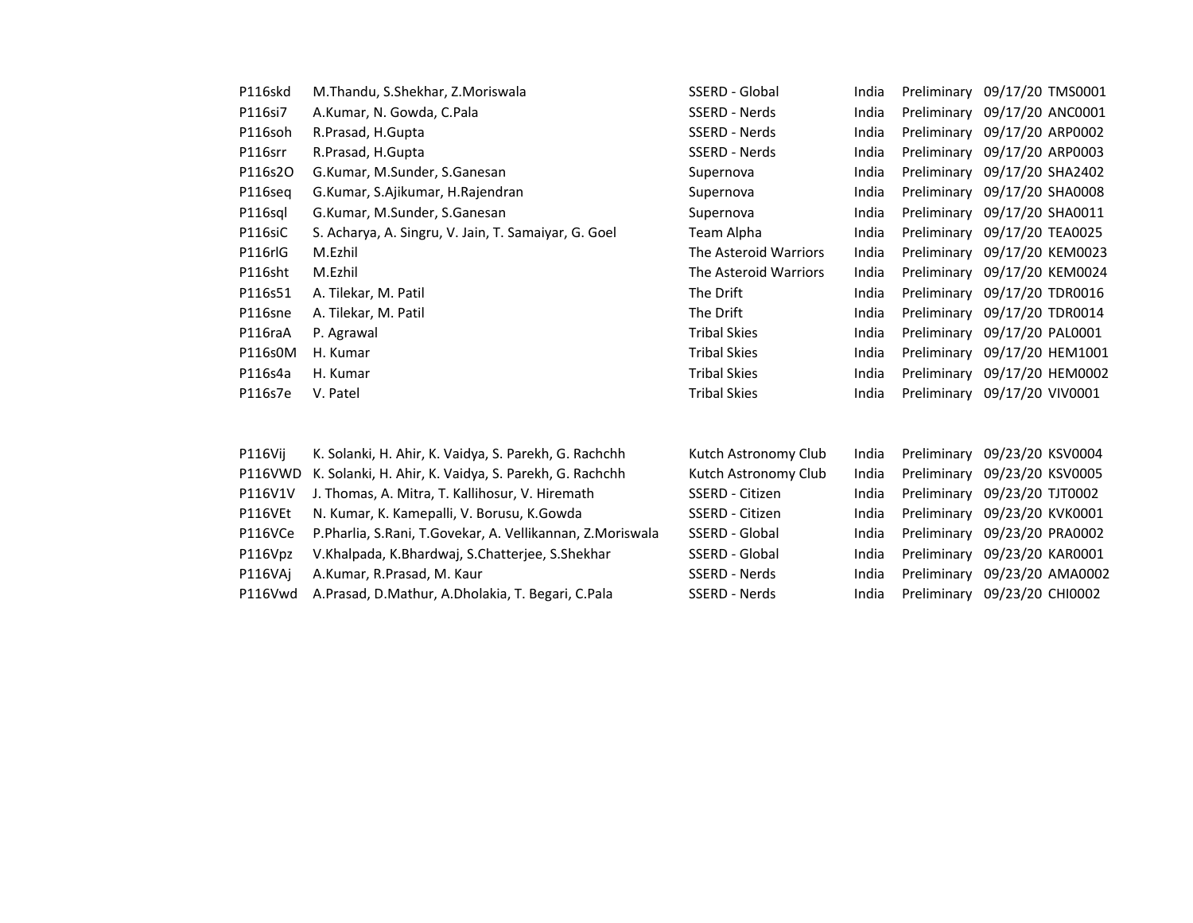| | | | | | | |
|---|---|---|---|---|---|---|
| P116skd | M.Thandu, S.Shekhar, Z.Moriswala | SSERD - Global | India | Preliminary | 09/17/20 | TMS0001 |
| P116si7 | A.Kumar, N. Gowda, C.Pala | SSERD - Nerds | India | Preliminary | 09/17/20 | ANC0001 |
| P116soh | R.Prasad, H.Gupta | SSERD - Nerds | India | Preliminary | 09/17/20 | ARP0002 |
| P116srr | R.Prasad, H.Gupta | SSERD - Nerds | India | Preliminary | 09/17/20 | ARP0003 |
| P116s2O | G.Kumar, M.Sunder, S.Ganesan | Supernova | India | Preliminary | 09/17/20 | SHA2402 |
| P116seq | G.Kumar, S.Ajikumar, H.Rajendran | Supernova | India | Preliminary | 09/17/20 | SHA0008 |
| P116sql | G.Kumar, M.Sunder, S.Ganesan | Supernova | India | Preliminary | 09/17/20 | SHA0011 |
| P116siC | S. Acharya, A. Singru, V. Jain, T. Samaiyar, G. Goel | Team Alpha | India | Preliminary | 09/17/20 | TEA0025 |
| P116rlG | M.Ezhil | The Asteroid Warriors | India | Preliminary | 09/17/20 | KEM0023 |
| P116sht | M.Ezhil | The Asteroid Warriors | India | Preliminary | 09/17/20 | KEM0024 |
| P116s51 | A. Tilekar, M. Patil | The Drift | India | Preliminary | 09/17/20 | TDR0016 |
| P116sne | A. Tilekar, M. Patil | The Drift | India | Preliminary | 09/17/20 | TDR0014 |
| P116raA | P. Agrawal | Tribal Skies | India | Preliminary | 09/17/20 | PAL0001 |
| P116s0M | H. Kumar | Tribal Skies | India | Preliminary | 09/17/20 | HEM1001 |
| P116s4a | H. Kumar | Tribal Skies | India | Preliminary | 09/17/20 | HEM0002 |
| P116s7e | V. Patel | Tribal Skies | India | Preliminary | 09/17/20 | VIV0001 |

| | | | | | | |
|---|---|---|---|---|---|---|
| P116Vij | K. Solanki, H. Ahir, K. Vaidya, S. Parekh, G. Rachchh | Kutch Astronomy Club | India | Preliminary | 09/23/20 | KSV0004 |
| P116VWD | K. Solanki, H. Ahir, K. Vaidya, S. Parekh, G. Rachchh | Kutch Astronomy Club | India | Preliminary | 09/23/20 | KSV0005 |
| P116V1V | J. Thomas, A. Mitra, T. Kallihosur, V. Hiremath | SSERD - Citizen | India | Preliminary | 09/23/20 | TJT0002 |
| P116VEt | N. Kumar, K. Kamepalli, V. Borusu, K.Gowda | SSERD - Citizen | India | Preliminary | 09/23/20 | KVK0001 |
| P116VCe | P.Pharlia, S.Rani, T.Govekar, A. Vellikannan, Z.Moriswala | SSERD - Global | India | Preliminary | 09/23/20 | PRA0002 |
| P116Vpz | V.Khalpada, K.Bhardwaj, S.Chatterjee, S.Shekhar | SSERD - Global | India | Preliminary | 09/23/20 | KAR0001 |
| P116VAj | A.Kumar, R.Prasad, M. Kaur | SSERD - Nerds | India | Preliminary | 09/23/20 | AMA0002 |
| P116Vwd | A.Prasad, D.Mathur, A.Dholakia, T. Begari, C.Pala | SSERD - Nerds | India | Preliminary | 09/23/20 | CHI0002 |